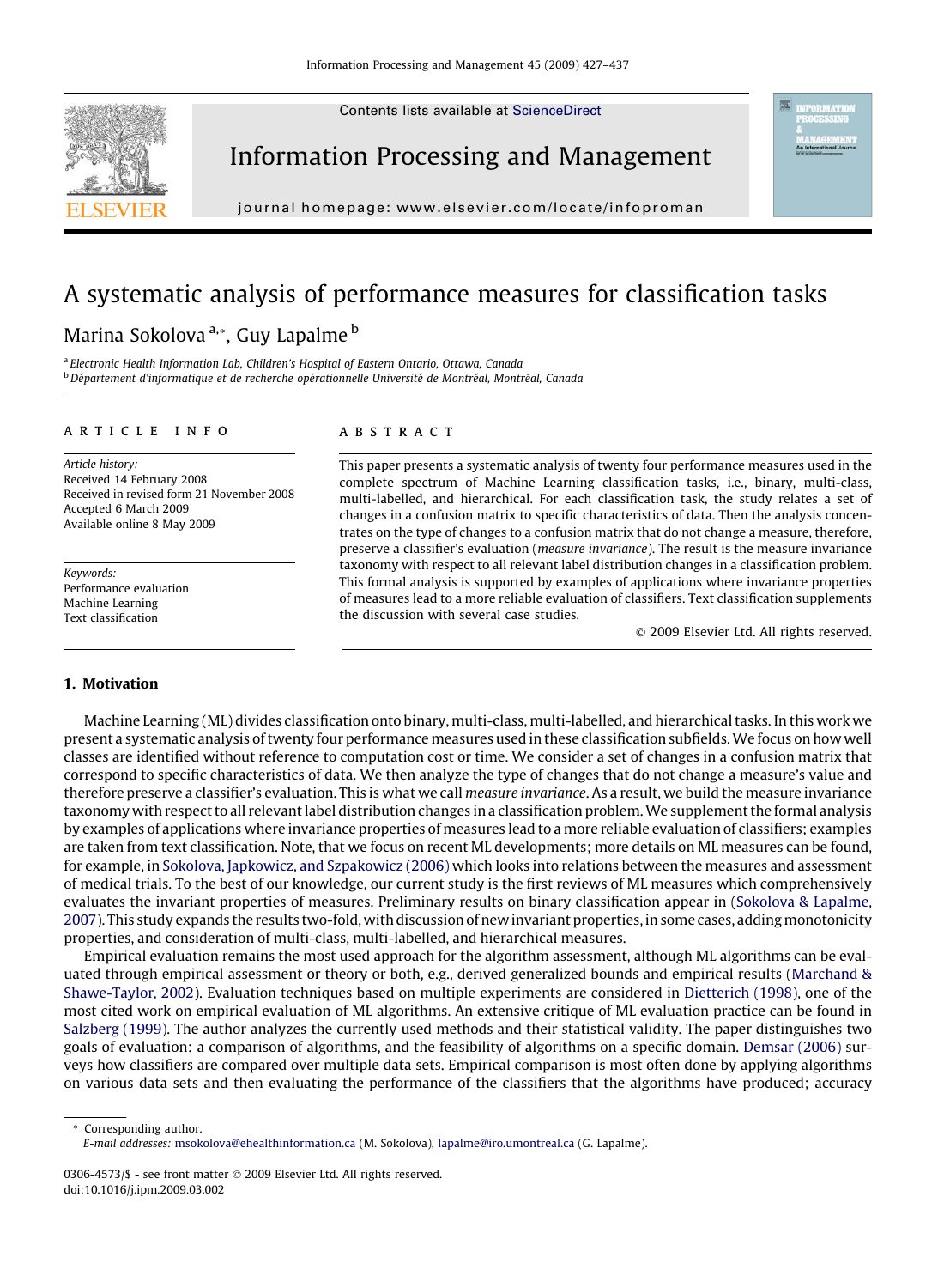# A systematic analysis of performance measures for classification tasks

Marina Sokolova [a,*], Guy Lapalme [b]

[a] Electronic Health Information Lab, Children's Hospital of Eastern Ontario, Ottawa, Canada

[b] Département d'informatique et de recherche opérationnelle Université de Montréal, Montréal, Canada

**ARTICLE INFO**

*Article history:*
Received 14 February 2008
Received in revised form 21 November 2008
Accepted 6 March 2009
Available online 8 May 2009

*Keywords:*
Performance evaluation
Machine Learning
Text classification

**ABSTRACT**

This paper presents a systematic analysis of twenty four performance measures used in the complete spectrum of Machine Learning classification tasks, i.e., binary, multi-class, multi-labelled, and hierarchical. For each classification task, the study relates a set of changes in a confusion matrix to specific characteristics of data. Then the analysis concentrates on the type of changes to a confusion matrix that do not change a measure, therefore, preserve a classifier's evaluation (*measure invariance*). The result is the measure invariance taxonomy with respect to all relevant label distribution changes in a classification problem. This formal analysis is supported by examples of applications where invariance properties of measures lead to a more reliable evaluation of classifiers. Text classification supplements the discussion with several case studies.

© 2009 Elsevier Ltd. All rights reserved.

## 1. Motivation

Machine Learning (ML) divides classification onto binary, multi-class, multi-labelled, and hierarchical tasks. In this work we present a systematic analysis of twenty four performance measures used in these classification subfields. We focus on how well classes are identified without reference to computation cost or time. We consider a set of changes in a confusion matrix that correspond to specific characteristics of data. We then analyze the type of changes that do not change a measure's value and therefore preserve a classifier's evaluation. This is what we call *measure invariance*. As a result, we build the measure invariance taxonomy with respect to all relevant label distribution changes in a classification problem. We supplement the formal analysis by examples of applications where invariance properties of measures lead to a more reliable evaluation of classifiers; examples are taken from text classification. Note, that we focus on recent ML developments; more details on ML measures can be found, for example, in Sokolova, Japkowicz, and Szpakowicz (2006) which looks into relations between the measures and assessment of medical trials. To the best of our knowledge, our current study is the first reviews of ML measures which comprehensively evaluates the invariant properties of measures. Preliminary results on binary classification appear in (Sokolova & Lapalme, 2007). This study expands the results two-fold, with discussion of new invariant properties, in some cases, adding monotonicity properties, and consideration of multi-class, multi-labelled, and hierarchical measures.

Empirical evaluation remains the most used approach for the algorithm assessment, although ML algorithms can be evaluated through empirical assessment or theory or both, e.g., derived generalized bounds and empirical results (Marchand & Shawe-Taylor, 2002). Evaluation techniques based on multiple experiments are considered in Dietterich (1998), one of the most cited work on empirical evaluation of ML algorithms. An extensive critique of ML evaluation practice can be found in Salzberg (1999). The author analyzes the currently used methods and their statistical validity. The paper distinguishes two goals of evaluation: a comparison of algorithms, and the feasibility of algorithms on a specific domain. Demsar (2006) surveys how classifiers are compared over multiple data sets. Empirical comparison is most often done by applying algorithms on various data sets and then evaluating the performance of the classifiers that the algorithms have produced; accuracy

\* Corresponding author.
*E-mail addresses:* msokolova@ehealthinformation.ca (M. Sokolova), lapalme@iro.umontreal.ca (G. Lapalme).

0306-4573/$ - see front matter © 2009 Elsevier Ltd. All rights reserved.
doi:10.1016/j.ipm.2009.03.002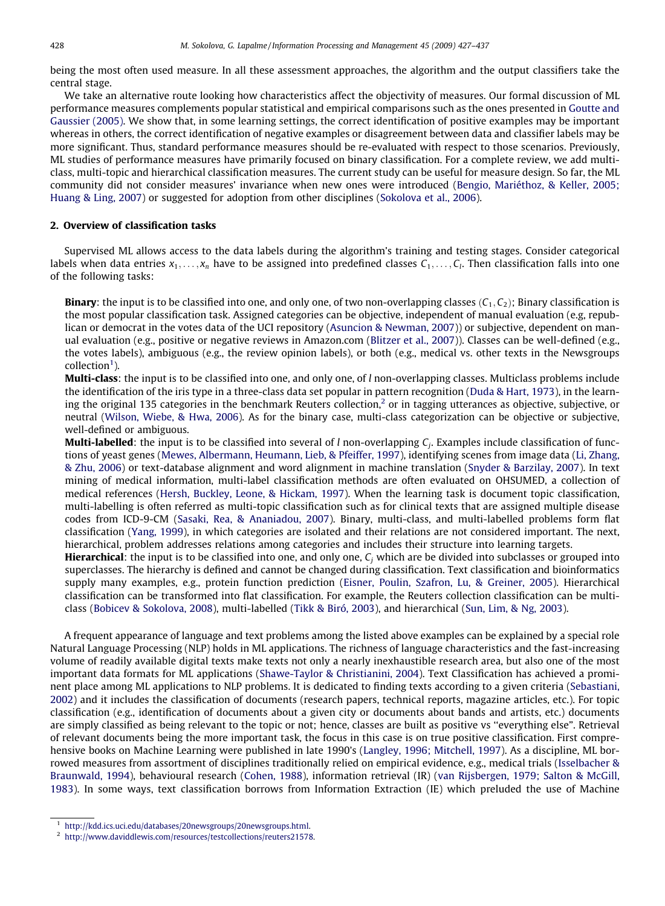being the most often used measure. In all these assessment approaches, the algorithm and the output classifiers take the central stage.

We take an alternative route looking how characteristics affect the objectivity of measures. Our formal discussion of ML performance measures complements popular statistical and empirical comparisons such as the ones presented in Goutte and Gaussier (2005). We show that, in some learning settings, the correct identification of positive examples may be important whereas in others, the correct identification of negative examples or disagreement between data and classifier labels may be more significant. Thus, standard performance measures should be re-evaluated with respect to those scenarios. Previously, ML studies of performance measures have primarily focused on binary classification. For a complete review, we add multi-class, multi-topic and hierarchical classification measures. The current study can be useful for measure design. So far, the ML community did not consider measures' invariance when new ones were introduced (Bengio, Mariéthoz, & Keller, 2005; Huang & Ling, 2007) or suggested for adoption from other disciplines (Sokolova et al., 2006).

## 2. Overview of classification tasks

Supervised ML allows access to the data labels during the algorithm's training and testing stages. Consider categorical labels when data entries $x_1, \ldots, x_n$ have to be assigned into predefined classes $C_1, \ldots, C_l$. Then classification falls into one of the following tasks:

**Binary**: the input is to be classified into one, and only one, of two non-overlapping classes $(C_1, C_2)$; Binary classification is the most popular classification task. Assigned categories can be objective, independent of manual evaluation (e.g, republican or democrat in the votes data of the UCI repository (Asuncion & Newman, 2007)) or subjective, dependent on manual evaluation (e.g., positive or negative reviews in Amazon.com (Blitzer et al., 2007)). Classes can be well-defined (e.g., the votes labels), ambiguous (e.g., the review opinion labels), or both (e.g., medical vs. other texts in the Newsgroups collection[1]).

**Multi-class**: the input is to be classified into one, and only one, of $l$ non-overlapping classes. Multiclass problems include the identification of the iris type in a three-class data set popular in pattern recognition (Duda & Hart, 1973), in the learning the original 135 categories in the benchmark Reuters collection,[2] or in tagging utterances as objective, subjective, or neutral (Wilson, Wiebe, & Hwa, 2006). As for the binary case, multi-class categorization can be objective or subjective, well-defined or ambiguous.

**Multi-labelled**: the input is to be classified into several of $l$ non-overlapping $C_j$. Examples include classification of functions of yeast genes (Mewes, Albermann, Heumann, Lieb, & Pfeiffer, 1997), identifying scenes from image data (Li, Zhang, & Zhu, 2006) or text-database alignment and word alignment in machine translation (Snyder & Barzilay, 2007). In text mining of medical information, multi-label classification methods are often evaluated on OHSUMED, a collection of medical references (Hersh, Buckley, Leone, & Hickam, 1997). When the learning task is document topic classification, multi-labelling is often referred as multi-topic classification such as for clinical texts that are assigned multiple disease codes from ICD-9-CM (Sasaki, Rea, & Ananiadou, 2007). Binary, multi-class, and multi-labelled problems form flat classification (Yang, 1999), in which categories are isolated and their relations are not considered important. The next, hierarchical, problem addresses relations among categories and includes their structure into learning targets.

**Hierarchical**: the input is to be classified into one, and only one, $C_j$ which are be divided into subclasses or grouped into superclasses. The hierarchy is defined and cannot be changed during classification. Text classification and bioinformatics supply many examples, e.g., protein function prediction (Eisner, Poulin, Szafron, Lu, & Greiner, 2005). Hierarchical classification can be transformed into flat classification. For example, the Reuters collection classification can be multi-class (Bobicev & Sokolova, 2008), multi-labelled (Tikk & Biró, 2003), and hierarchical (Sun, Lim, & Ng, 2003).

A frequent appearance of language and text problems among the listed above examples can be explained by a special role Natural Language Processing (NLP) holds in ML applications. The richness of language characteristics and the fast-increasing volume of readily available digital texts make texts not only a nearly inexhaustible research area, but also one of the most important data formats for ML applications (Shawe-Taylor & Christianini, 2004). Text Classification has achieved a prominent place among ML applications to NLP problems. It is dedicated to finding texts according to a given criteria (Sebastiani, 2002) and it includes the classification of documents (research papers, technical reports, magazine articles, etc.). For topic classification (e.g., identification of documents about a given city or documents about bands and artists, etc.) documents are simply classified as being relevant to the topic or not; hence, classes are built as positive vs "everything else". Retrieval of relevant documents being the more important task, the focus in this case is on true positive classification. First comprehensive books on Machine Learning were published in late 1990's (Langley, 1996; Mitchell, 1997). As a discipline, ML borrowed measures from assortment of disciplines traditionally relied on empirical evidence, e.g., medical trials (Isselbacher & Braunwald, 1994), behavioural research (Cohen, 1988), information retrieval (IR) (van Rijsbergen, 1979; Salton & McGill, 1983). In some ways, text classification borrows from Information Extraction (IE) which preluded the use of Machine

[1] http://kdd.ics.uci.edu/databases/20newsgroups/20newsgroups.html.

[2] http://www.daviddlewis.com/resources/testcollections/reuters21578.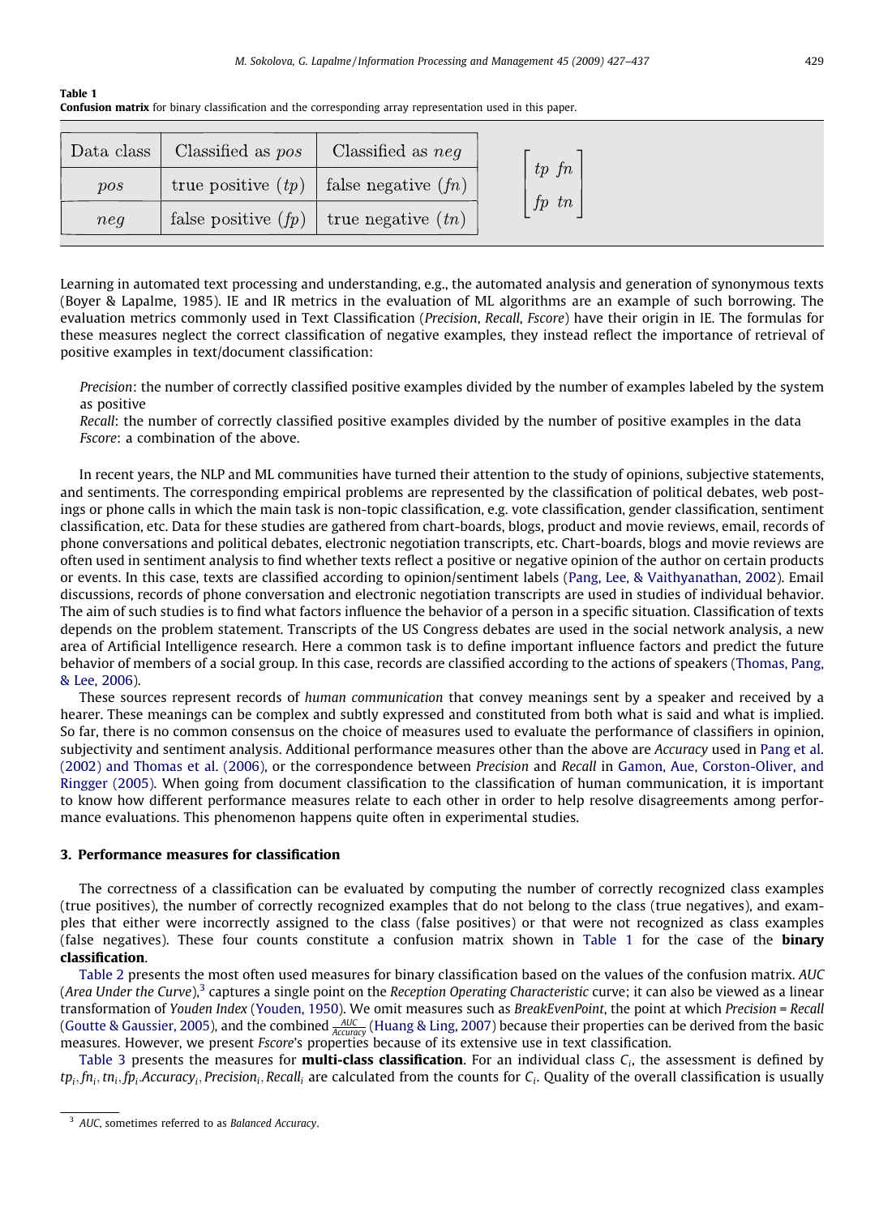**Table 1**
**Confusion matrix** for binary classification and the corresponding array representation used in this paper.

| Data class | Classified as *pos* | Classified as *neg* |
|---|---|---|
| *pos* | true positive (*tp*) | false negative (*fn*) |
| *neg* | false positive (*fp*) | true negative (*tn*) |

$$\begin{bmatrix} tp & fn \\ fp & tn \end{bmatrix}$$

Learning in automated text processing and understanding, e.g., the automated analysis and generation of synonymous texts (Boyer & Lapalme, 1985). IE and IR metrics in the evaluation of ML algorithms are an example of such borrowing. The evaluation metrics commonly used in Text Classification (*Precision*, *Recall*, *Fscore*) have their origin in IE. The formulas for these measures neglect the correct classification of negative examples, they instead reflect the importance of retrieval of positive examples in text/document classification:

*Precision*: the number of correctly classified positive examples divided by the number of examples labeled by the system as positive
*Recall*: the number of correctly classified positive examples divided by the number of positive examples in the data
*Fscore*: a combination of the above.

In recent years, the NLP and ML communities have turned their attention to the study of opinions, subjective statements, and sentiments. The corresponding empirical problems are represented by the classification of political debates, web postings or phone calls in which the main task is non-topic classification, e.g. vote classification, gender classification, sentiment classification, etc. Data for these studies are gathered from chart-boards, blogs, product and movie reviews, email, records of phone conversations and political debates, electronic negotiation transcripts, etc. Chart-boards, blogs and movie reviews are often used in sentiment analysis to find whether texts reflect a positive or negative opinion of the author on certain products or events. In this case, texts are classified according to opinion/sentiment labels (Pang, Lee, & Vaithyanathan, 2002). Email discussions, records of phone conversation and electronic negotiation transcripts are used in studies of individual behavior. The aim of such studies is to find what factors influence the behavior of a person in a specific situation. Classification of texts depends on the problem statement. Transcripts of the US Congress debates are used in the social network analysis, a new area of Artificial Intelligence research. Here a common task is to define important influence factors and predict the future behavior of members of a social group. In this case, records are classified according to the actions of speakers (Thomas, Pang, & Lee, 2006).

These sources represent records of *human communication* that convey meanings sent by a speaker and received by a hearer. These meanings can be complex and subtly expressed and constituted from both what is said and what is implied. So far, there is no common consensus on the choice of measures used to evaluate the performance of classifiers in opinion, subjectivity and sentiment analysis. Additional performance measures other than the above are *Accuracy* used in Pang et al. (2002) and Thomas et al. (2006), or the correspondence between *Precision* and *Recall* in Gamon, Aue, Corston-Oliver, and Ringger (2005). When going from document classification to the classification of human communication, it is important to know how different performance measures relate to each other in order to help resolve disagreements among performance evaluations. This phenomenon happens quite often in experimental studies.

## 3. Performance measures for classification

The correctness of a classification can be evaluated by computing the number of correctly recognized class examples (true positives), the number of correctly recognized examples that do not belong to the class (true negatives), and examples that either were incorrectly assigned to the class (false positives) or that were not recognized as class examples (false negatives). These four counts constitute a confusion matrix shown in Table 1 for the case of the **binary classification**.

Table 2 presents the most often used measures for binary classification based on the values of the confusion matrix. *AUC* (*Area Under the Curve*),[3] captures a single point on the *Reception Operating Characteristic* curve; it can also be viewed as a linear transformation of *Youden Index* (Youden, 1950). We omit measures such as *BreakEvenPoint*, the point at which *Precision* = *Recall* (Goutte & Gaussier, 2005), and the combined $\frac{AUC}{Accuracy}$ (Huang & Ling, 2007) because their properties can be derived from the basic measures. However, we present *Fscore*'s properties because of its extensive use in text classification.

Table 3 presents the measures for **multi-class classification**. For an individual class $C_i$, the assessment is defined by $tp_i, fn_i, tn_i, fp_i$.$Accuracy_i$, $Precision_i$, $Recall_i$ are calculated from the counts for $C_i$. Quality of the overall classification is usually

[3] *AUC*, sometimes referred to as *Balanced Accuracy*.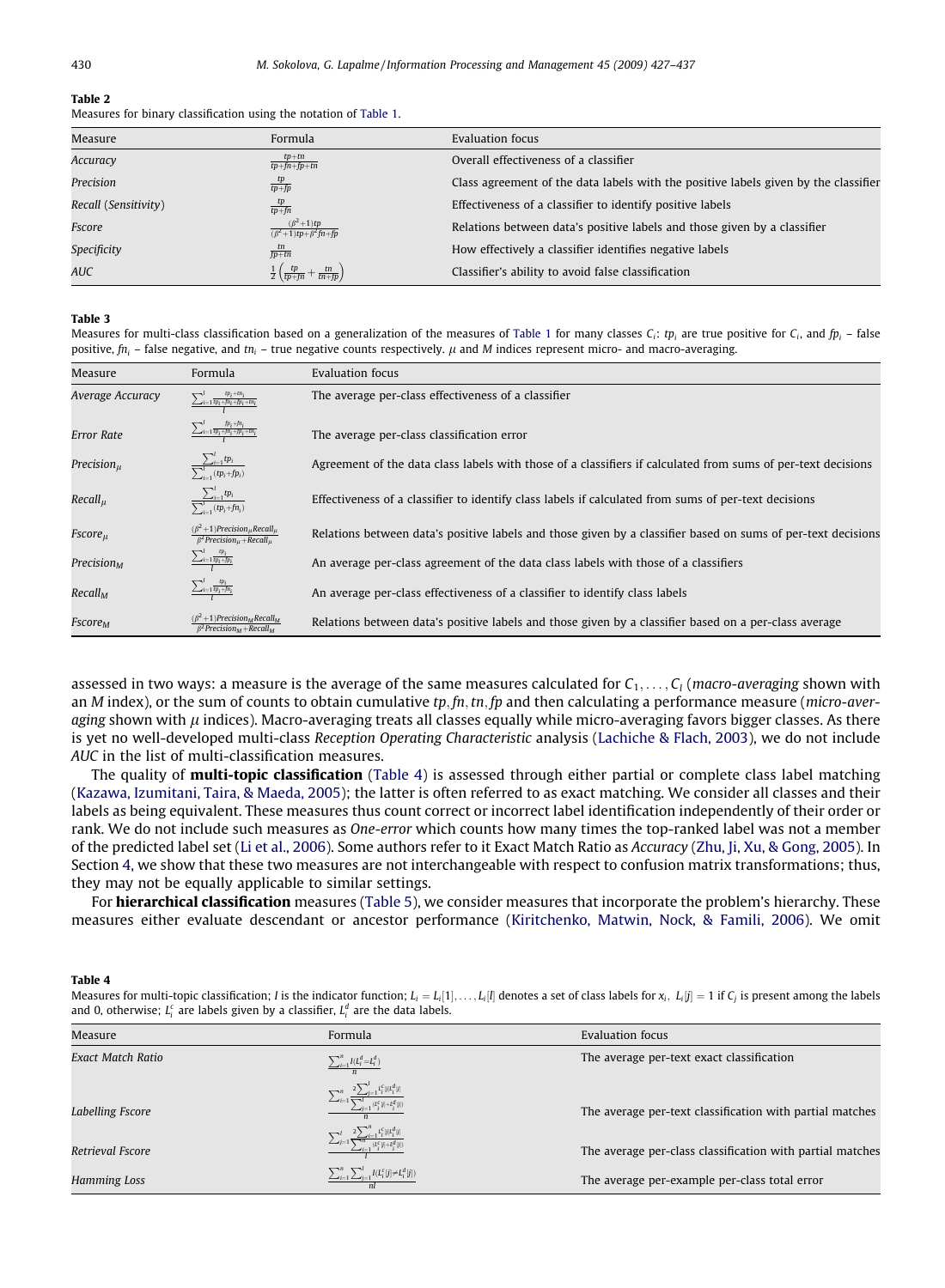**Table 2**
Measures for binary classification using the notation of Table 1.

| Measure | Formula | Evaluation focus |
|---|---|---|
| *Accuracy* | $\frac{tp+tn}{tp+fn+fp+tn}$ | Overall effectiveness of a classifier |
| *Precision* | $\frac{tp}{tp+fp}$ | Class agreement of the data labels with the positive labels given by the classifier |
| *Recall* (*Sensitivity*) | $\frac{tp}{tp+fn}$ | Effectiveness of a classifier to identify positive labels |
| *Fscore* | $\frac{(\beta^2+1)tp}{(\beta^2+1)tp+\beta^2 fn+fp}$ | Relations between data's positive labels and those given by a classifier |
| *Specificity* | $\frac{tn}{fp+tn}$ | How effectively a classifier identifies negative labels |
| *AUC* | $\frac{1}{2}\left(\frac{tp}{tp+fn}+\frac{tn}{tn+fp}\right)$ | Classifier's ability to avoid false classification |

**Table 3**
Measures for multi-class classification based on a generalization of the measures of Table 1 for many classes $C_i$: $tp_i$ are true positive for $C_i$, and $fp_i$ – false positive, $fn_i$ – false negative, and $tn_i$ – true negative counts respectively. $\mu$ and $M$ indices represent micro- and macro-averaging.

| Measure | Formula | Evaluation focus |
|---|---|---|
| *Average Accuracy* | $\frac{\sum_{i=1}^{l}\frac{tp_i+tn_i}{tp_i+fn_i+fp_i+tn_i}}{l}$ | The average per-class effectiveness of a classifier |
| *Error Rate* | $\frac{\sum_{i=1}^{l}\frac{fp_i+fn_i}{tp_i+fn_i+fp_i+tn_i}}{l}$ | The average per-class classification error |
| *Precision*$_\mu$ | $\frac{\sum_{i=1}^{l}tp_i}{\sum_{i=1}^{l}(tp_i+fp_i)}$ | Agreement of the data class labels with those of a classifiers if calculated from sums of per-text decisions |
| *Recall*$_\mu$ | $\frac{\sum_{i=1}^{l}tp_i}{\sum_{i=1}^{l}(tp_i+fn_i)}$ | Effectiveness of a classifier to identify class labels if calculated from sums of per-text decisions |
| *Fscore*$_\mu$ | $\frac{(\beta^2+1)Precision_\mu Recall_\mu}{\beta^2 Precision_\mu+Recall_\mu}$ | Relations between data's positive labels and those given by a classifier based on sums of per-text decisions |
| *Precision*$_M$ | $\frac{\sum_{i=1}^{l}\frac{tp_i}{tp_i+fp_i}}{l}$ | An average per-class agreement of the data class labels with those of a classifiers |
| *Recall*$_M$ | $\frac{\sum_{i=1}^{l}\frac{tp_i}{tp_i+fn_i}}{l}$ | An average per-class effectiveness of a classifier to identify class labels |
| *Fscore*$_M$ | $\frac{(\beta^2+1)Precision_M Recall_M}{\beta^2 Precision_M+Recall_M}$ | Relations between data's positive labels and those given by a classifier based on a per-class average |

assessed in two ways: a measure is the average of the same measures calculated for $C_1,\ldots,C_l$ (*macro-averaging* shown with an $M$ index), or the sum of counts to obtain cumulative $tp, fn, tn, fp$ and then calculating a performance measure (*micro-averaging* shown with $\mu$ indices). Macro-averaging treats all classes equally while micro-averaging favors bigger classes. As there is yet no well-developed multi-class *Reception Operating Characteristic* analysis (Lachiche & Flach, 2003), we do not include *AUC* in the list of multi-classification measures.

The quality of **multi-topic classification** (Table 4) is assessed through either partial or complete class label matching (Kazawa, Izumitani, Taira, & Maeda, 2005); the latter is often referred to as exact matching. We consider all classes and their labels as being equivalent. These measures thus count correct or incorrect label identification independently of their order or rank. We do not include such measures as *One-error* which counts how many times the top-ranked label was not a member of the predicted label set (Li et al., 2006). Some authors refer to it Exact Match Ratio as *Accuracy* (Zhu, Ji, Xu, & Gong, 2005). In Section 4, we show that these two measures are not interchangeable with respect to confusion matrix transformations; thus, they may not be equally applicable to similar settings.

For **hierarchical classification** measures (Table 5), we consider measures that incorporate the problem's hierarchy. These measures either evaluate descendant or ancestor performance (Kiritchenko, Matwin, Nock, & Famili, 2006). We omit

**Table 4**
Measures for multi-topic classification; $I$ is the indicator function; $L_i = L_i[1],\ldots,L_i[l]$ denotes a set of class labels for $x_i$, $L_i[j] = 1$ if $C_j$ is present among the labels and 0, otherwise; $L_i^c$ are labels given by a classifier, $L_i^d$ are the data labels.

| Measure | Formula | Evaluation focus |
|---|---|---|
| *Exact Match Ratio* | $\frac{\sum_{i=1}^{n}I(L_i^d=L_i^c)}{n}$ | The average per-text exact classification |
| *Labelling Fscore* | $\frac{\sum_{i=1}^{n}\frac{2\sum_{j=1}^{l}L_i^c[j]L_i^d[j]}{\sum_{j=1}^{l}(L_i^c[j]+L_i^d[j])}}{n}$ | The average per-text classification with partial matches |
| *Retrieval Fscore* | $\frac{\sum_{j=1}^{l}\frac{2\sum_{i=1}^{n}L_i^c[j]L_i^d[j]}{\sum_{i=1}^{n}(L_i^c[j]+L_i^d[j])}}{l}$ | The average per-class classification with partial matches |
| *Hamming Loss* | $\frac{\sum_{i=1}^{n}\sum_{j=1}^{l}I(L_i^c[j]\neq L_i^d[j])}{nl}$ | The average per-example per-class total error |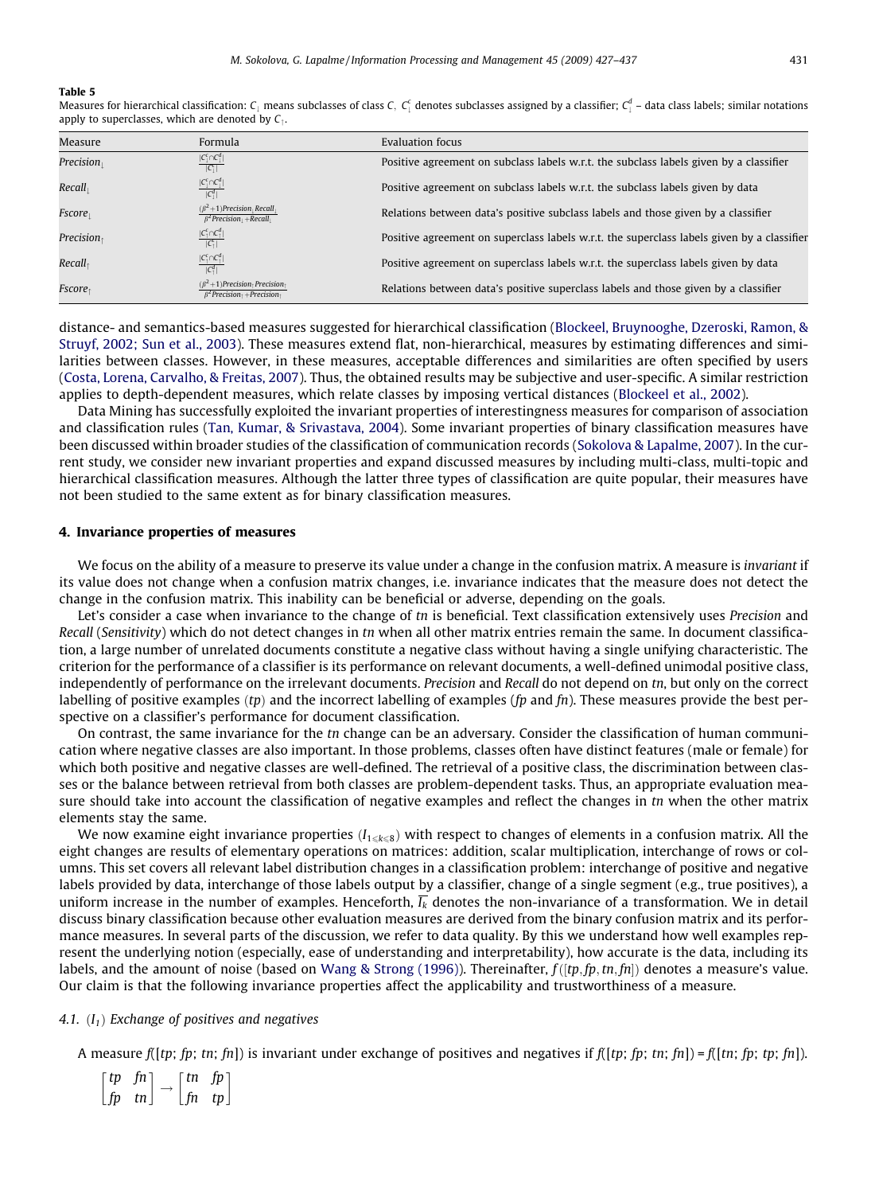**Table 5**

Measures for hierarchical classification: $C_\downarrow$ means subclasses of class $C$, $C_\downarrow^c$ denotes subclasses assigned by a classifier; $C_\downarrow^d$ – data class labels; similar notations apply to superclasses, which are denoted by $C_\uparrow$.

| Measure | Formula | Evaluation focus |
| --- | --- | --- |
| $Precision_\downarrow$ | $\frac{\lvert C_\downarrow^c \cap C_\downarrow^d \rvert}{\lvert C_\downarrow^c \rvert}$ | Positive agreement on subclass labels w.r.t. the subclass labels given by a classifier |
| $Recall_\downarrow$ | $\frac{\lvert C_\downarrow^c \cap C_\downarrow^d \rvert}{\lvert C_\downarrow^d \rvert}$ | Positive agreement on subclass labels w.r.t. the subclass labels given by data |
| $Fscore_\downarrow$ | $\frac{(\beta^2+1)Precision_\downarrow Recall_\downarrow}{\beta^2 Precision_\downarrow + Recall_\downarrow}$ | Relations between data's positive subclass labels and those given by a classifier |
| $Precision_\uparrow$ | $\frac{\lvert C_\uparrow^c \cap C_\uparrow^d \rvert}{\lvert C_\uparrow^c \rvert}$ | Positive agreement on superclass labels w.r.t. the superclass labels given by a classifier |
| $Recall_\uparrow$ | $\frac{\lvert C_\uparrow^c \cap C_\uparrow^d \rvert}{\lvert C_\uparrow^d \rvert}$ | Positive agreement on superclass labels w.r.t. the superclass labels given by data |
| $Fscore_\uparrow$ | $\frac{(\beta^2+1)Precision_\uparrow Precision_\uparrow}{\beta^2 Precision_\uparrow + Precision_\uparrow}$ | Relations between data's positive superclass labels and those given by a classifier |

distance- and semantics-based measures suggested for hierarchical classification (Blockeel, Bruynooghe, Dzeroski, Ramon, & Struyf, 2002; Sun et al., 2003). These measures extend flat, non-hierarchical, measures by estimating differences and similarities between classes. However, in these measures, acceptable differences and similarities are often specified by users (Costa, Lorena, Carvalho, & Freitas, 2007). Thus, the obtained results may be subjective and user-specific. A similar restriction applies to depth-dependent measures, which relate classes by imposing vertical distances (Blockeel et al., 2002).

Data Mining has successfully exploited the invariant properties of interestingness measures for comparison of association and classification rules (Tan, Kumar, & Srivastava, 2004). Some invariant properties of binary classification measures have been discussed within broader studies of the classification of communication records (Sokolova & Lapalme, 2007). In the current study, we consider new invariant properties and expand discussed measures by including multi-class, multi-topic and hierarchical classification measures. Although the latter three types of classification are quite popular, their measures have not been studied to the same extent as for binary classification measures.

## 4. Invariance properties of measures

We focus on the ability of a measure to preserve its value under a change in the confusion matrix. A measure is *invariant* if its value does not change when a confusion matrix changes, i.e. invariance indicates that the measure does not detect the change in the confusion matrix. This inability can be beneficial or adverse, depending on the goals.

Let's consider a case when invariance to the change of $tn$ is beneficial. Text classification extensively uses *Precision* and *Recall* (*Sensitivity*) which do not detect changes in $tn$ when all other matrix entries remain the same. In document classification, a large number of unrelated documents constitute a negative class without having a single unifying characteristic. The criterion for the performance of a classifier is its performance on relevant documents, a well-defined unimodal positive class, independently of performance on the irrelevant documents. *Precision* and *Recall* do not depend on $tn$, but only on the correct labelling of positive examples ($tp$) and the incorrect labelling of examples ($fp$ and $fn$). These measures provide the best perspective on a classifier's performance for document classification.

On contrast, the same invariance for the $tn$ change can be an adversary. Consider the classification of human communication where negative classes are also important. In those problems, classes often have distinct features (male or female) for which both positive and negative classes are well-defined. The retrieval of a positive class, the discrimination between classes or the balance between retrieval from both classes are problem-dependent tasks. Thus, an appropriate evaluation measure should take into account the classification of negative examples and reflect the changes in $tn$ when the other matrix elements stay the same.

We now examine eight invariance properties ($I_{1 \leqslant k \leqslant 8}$) with respect to changes of elements in a confusion matrix. All the eight changes are results of elementary operations on matrices: addition, scalar multiplication, interchange of rows or columns. This set covers all relevant label distribution changes in a classification problem: interchange of positive and negative labels provided by data, interchange of those labels output by a classifier, change of a single segment (e.g., true positives), a uniform increase in the number of examples. Henceforth, $\overline{I_k}$ denotes the non-invariance of a transformation. We in detail discuss binary classification because other evaluation measures are derived from the binary confusion matrix and its performance measures. In several parts of the discussion, we refer to data quality. By this we understand how well examples represent the underlying notion (especially, ease of understanding and interpretability), how accurate is the data, including its labels, and the amount of noise (based on Wang & Strong (1996)). Thereinafter, $f([tp, fp, tn, fn])$ denotes a measure's value. Our claim is that the following invariance properties affect the applicability and trustworthiness of a measure.

### 4.1. ($I_1$) Exchange of positives and negatives

A measure $f([tp; fp; tn; fn])$ is invariant under exchange of positives and negatives if $f([tp; fp; tn; fn]) = f([tn; fp; tp; fn])$.

$$\begin{bmatrix} tp & fn \\ fp & tn \end{bmatrix} \rightarrow \begin{bmatrix} tn & fp \\ fn & tp \end{bmatrix}$$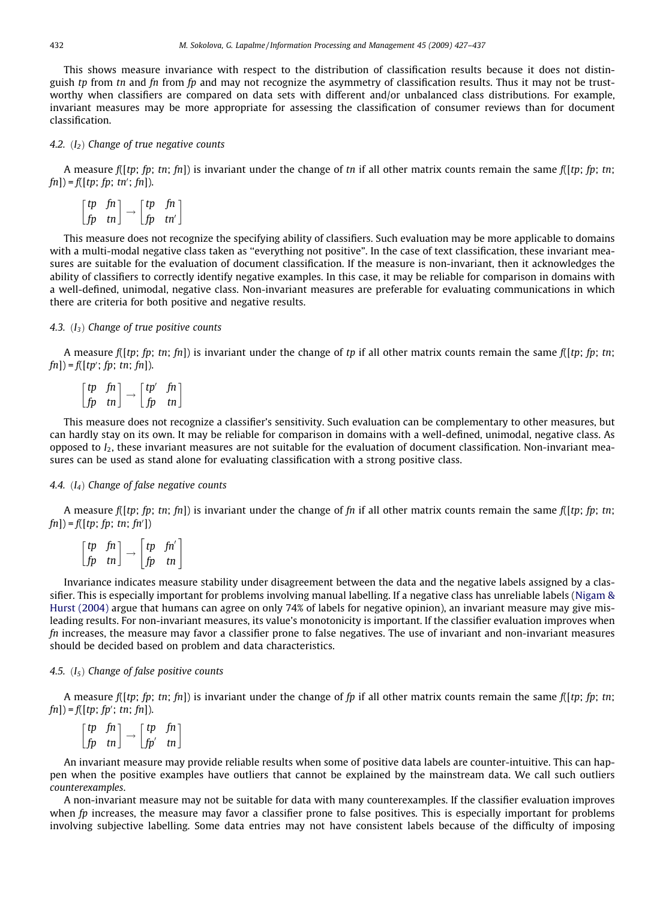This shows measure invariance with respect to the distribution of classification results because it does not distinguish *tp* from *tn* and *fn* from *fp* and may not recognize the asymmetry of classification results. Thus it may not be trustworthy when classifiers are compared on data sets with different and/or unbalanced class distributions. For example, invariant measures may be more appropriate for assessing the classification of consumer reviews than for document classification.

### 4.2. ($I_2$) Change of true negative counts

A measure $f([tp; fp; tn; fn])$ is invariant under the change of *tn* if all other matrix counts remain the same $f([tp; fp; tn; fn]) = f([tp; fp; tn'; fn])$.

$$\begin{bmatrix} tp & fn \\ fp & tn \end{bmatrix} \rightarrow \begin{bmatrix} tp & fn \\ fp & tn' \end{bmatrix}$$

This measure does not recognize the specifying ability of classifiers. Such evaluation may be more applicable to domains with a multi-modal negative class taken as "everything not positive". In the case of text classification, these invariant measures are suitable for the evaluation of document classification. If the measure is non-invariant, then it acknowledges the ability of classifiers to correctly identify negative examples. In this case, it may be reliable for comparison in domains with a well-defined, unimodal, negative class. Non-invariant measures are preferable for evaluating communications in which there are criteria for both positive and negative results.

### 4.3. ($I_3$) Change of true positive counts

A measure $f([tp; fp; tn; fn])$ is invariant under the change of *tp* if all other matrix counts remain the same $f([tp; fp; tn; fn]) = f([tp'; fp; tn; fn])$.

$$\begin{bmatrix} tp & fn \\ fp & tn \end{bmatrix} \rightarrow \begin{bmatrix} tp' & fn \\ fp & tn \end{bmatrix}$$

This measure does not recognize a classifier's sensitivity. Such evaluation can be complementary to other measures, but can hardly stay on its own. It may be reliable for comparison in domains with a well-defined, unimodal, negative class. As opposed to $I_2$, these invariant measures are not suitable for the evaluation of document classification. Non-invariant measures can be used as stand alone for evaluating classification with a strong positive class.

### 4.4. ($I_4$) Change of false negative counts

A measure $f([tp; fp; tn; fn])$ is invariant under the change of *fn* if all other matrix counts remain the same $f([tp; fp; tn; fn]) = f([tp; fp; tn; fn'])$

$$\begin{bmatrix} tp & fn \\ fp & tn \end{bmatrix} \rightarrow \begin{bmatrix} tp & fn' \\ fp & tn \end{bmatrix}$$

Invariance indicates measure stability under disagreement between the data and the negative labels assigned by a classifier. This is especially important for problems involving manual labelling. If a negative class has unreliable labels (Nigam & Hurst (2004) argue that humans can agree on only 74% of labels for negative opinion), an invariant measure may give misleading results. For non-invariant measures, its value's monotonicity is important. If the classifier evaluation improves when *fn* increases, the measure may favor a classifier prone to false negatives. The use of invariant and non-invariant measures should be decided based on problem and data characteristics.

### 4.5. ($I_5$) Change of false positive counts

A measure $f([tp; fp; tn; fn])$ is invariant under the change of *fp* if all other matrix counts remain the same $f([tp; fp; tn; fn]) = f([tp; fp'; tn; fn])$.

$$\begin{bmatrix} tp & fn \\ fp & tn \end{bmatrix} \rightarrow \begin{bmatrix} tp & fn \\ fp' & tn \end{bmatrix}$$

An invariant measure may provide reliable results when some of positive data labels are counter-intuitive. This can happen when the positive examples have outliers that cannot be explained by the mainstream data. We call such outliers *counterexamples*.

A non-invariant measure may not be suitable for data with many counterexamples. If the classifier evaluation improves when *fp* increases, the measure may favor a classifier prone to false positives. This is especially important for problems involving subjective labelling. Some data entries may not have consistent labels because of the difficulty of imposing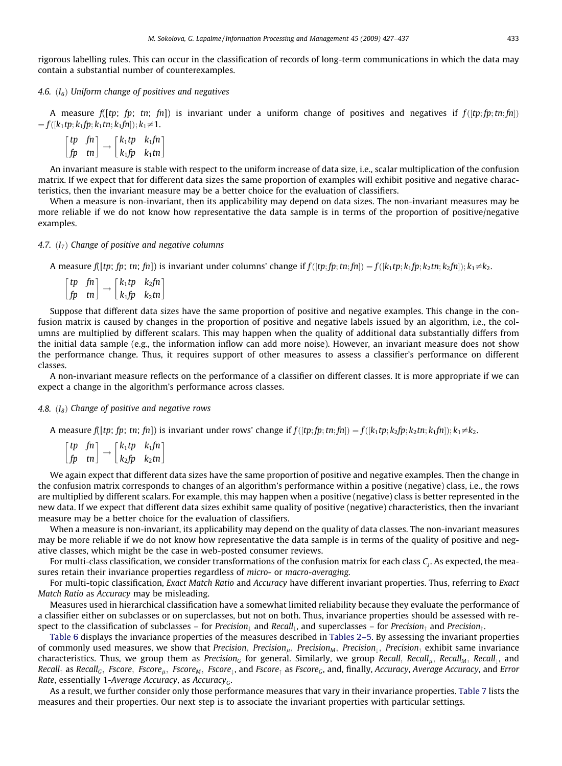rigorous labelling rules. This can occur in the classification of records of long-term communications in which the data may contain a substantial number of counterexamples.

### 4.6. ($I_6$) Uniform change of positives and negatives

A measure $f([tp;\ fp;\ tn;\ fn])$ is invariant under a uniform change of positives and negatives if $f([tp; fp; tn; fn]) = f([k_1tp; k_1fp; k_1tn; k_1fn]); k_1 \neq 1$.

$$\begin{bmatrix} tp & fn \\ fp & tn \end{bmatrix} \rightarrow \begin{bmatrix} k_1tp & k_1fn \\ k_1fp & k_1tn \end{bmatrix}$$

An invariant measure is stable with respect to the uniform increase of data size, i.e., scalar multiplication of the confusion matrix. If we expect that for different data sizes the same proportion of examples will exhibit positive and negative characteristics, then the invariant measure may be a better choice for the evaluation of classifiers.

When a measure is non-invariant, then its applicability may depend on data sizes. The non-invariant measures may be more reliable if we do not know how representative the data sample is in terms of the proportion of positive/negative examples.

### 4.7. ($I_7$) Change of positive and negative columns

A measure $f([tp;\ fp;\ tn;\ fn])$ is invariant under columns' change if $f([tp; fp; tn; fn]) = f([k_1tp; k_1fp; k_2tn; k_2fn]); k_1 \neq k_2$.

$$\begin{bmatrix} tp & fn \\ fp & tn \end{bmatrix} \rightarrow \begin{bmatrix} k_1tp & k_2fn \\ k_1fp & k_2tn \end{bmatrix}$$

Suppose that different data sizes have the same proportion of positive and negative examples. This change in the confusion matrix is caused by changes in the proportion of positive and negative labels issued by an algorithm, i.e., the columns are multiplied by different scalars. This may happen when the quality of additional data substantially differs from the initial data sample (e.g., the information inflow can add more noise). However, an invariant measure does not show the performance change. Thus, it requires support of other measures to assess a classifier's performance on different classes.

A non-invariant measure reflects on the performance of a classifier on different classes. It is more appropriate if we can expect a change in the algorithm's performance across classes.

### 4.8. ($I_8$) Change of positive and negative rows

A measure $f([tp;\ fp;\ tn;\ fn])$ is invariant under rows' change if $f([tp; fp; tn; fn]) = f([k_1tp; k_2fp; k_2tn; k_1fn]); k_1 \neq k_2$.

$$\begin{bmatrix} tp & fn \\ fp & tn \end{bmatrix} \rightarrow \begin{bmatrix} k_1tp & k_1fn \\ k_2fp & k_2tn \end{bmatrix}$$

We again expect that different data sizes have the same proportion of positive and negative examples. Then the change in the confusion matrix corresponds to changes of an algorithm's performance within a positive (negative) class, i.e., the rows are multiplied by different scalars. For example, this may happen when a positive (negative) class is better represented in the new data. If we expect that different data sizes exhibit same quality of positive (negative) characteristics, then the invariant measure may be a better choice for the evaluation of classifiers.

When a measure is non-invariant, its applicability may depend on the quality of data classes. The non-invariant measures may be more reliable if we do not know how representative the data sample is in terms of the quality of positive and negative classes, which might be the case in web-posted consumer reviews.

For multi-class classification, we consider transformations of the confusion matrix for each class $C_j$. As expected, the measures retain their invariance properties regardless of *micro-* or *macro-averaging.*

For multi-topic classification, *Exact Match Ratio* and *Accuracy* have different invariant properties. Thus, referring to *Exact Match Ratio* as *Accuracy* may be misleading.

Measures used in hierarchical classification have a somewhat limited reliability because they evaluate the performance of a classifier either on subclasses or on superclasses, but not on both. Thus, invariance properties should be assessed with respect to the classification of subclasses – for $Precision_\downarrow$ and $Recall_\downarrow$, and superclasses – for $Precision_\uparrow$ and $Precision_\uparrow$.

Table 6 displays the invariance properties of the measures described in Tables 2–5. By assessing the invariant properties of commonly used measures, we show that $Precision$, $Precision_\mu$, $Precision_M$, $Precision_\downarrow$, $Precision_\uparrow$ exhibit same invariance characteristics. Thus, we group them as $Precision_G$ for general. Similarly, we group $Recall$, $Recall_\mu$, $Recall_M$, $Recall_\downarrow$, and $Recall_\uparrow$ as $Recall_G$, $Fscore$, $Fscore_\mu$, $Fscore_M$, $Fscore_\downarrow$, and $Fscore_\uparrow$ as $Fscore_G$, and, finally, *Accuracy*, *Average Accuracy*, and *Error Rate*, essentially 1-*Average Accuracy*, as $Accuracy_G$.

As a result, we further consider only those performance measures that vary in their invariance properties. Table 7 lists the measures and their properties. Our next step is to associate the invariant properties with particular settings.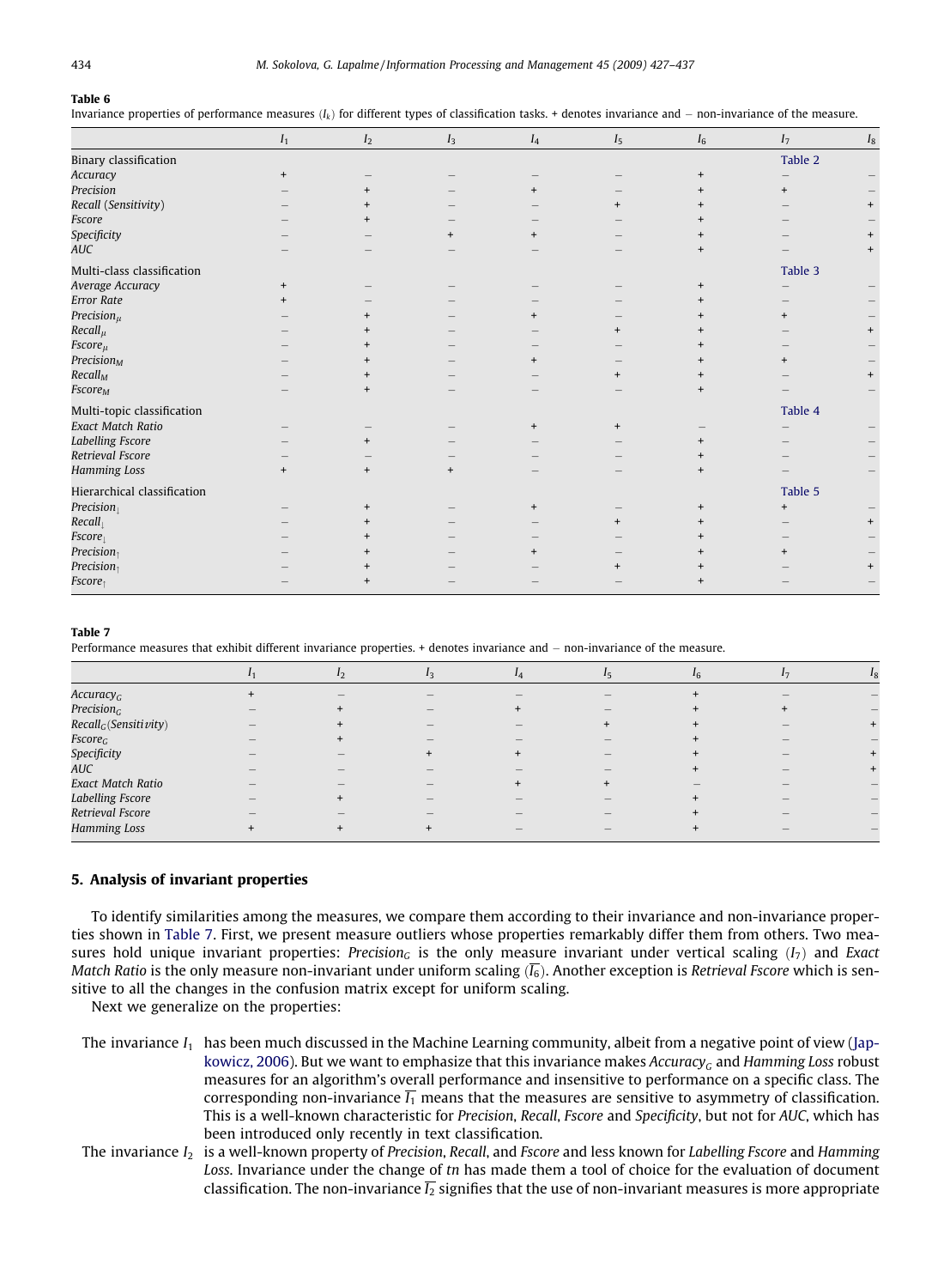**Table 6**

Invariance properties of performance measures ($I_k$) for different types of classification tasks. + denotes invariance and − non-invariance of the measure.

| | $I_1$ | $I_2$ | $I_3$ | $I_4$ | $I_5$ | $I_6$ | $I_7$ | $I_8$ |
|---|---|---|---|---|---|---|---|---|
| Binary classification | | | | | | | Table 2 | |
| *Accuracy* | + | − | − | − | − | + | − | − |
| *Precision* | − | + | − | + | − | + | + | − |
| *Recall* (*Sensitivity*) | − | + | − | − | + | + | − | + |
| *Fscore* | − | + | − | − | − | + | − | − |
| *Specificity* | − | − | + | + | − | + | − | + |
| *AUC* | − | − | − | − | − | + | − | + |
| Multi-class classification | | | | | | | Table 3 | |
| *Average Accuracy* | + | − | − | − | − | + | − | − |
| *Error Rate* | + | − | − | − | − | + | − | − |
| $Precision_\mu$ | − | + | − | + | − | + | + | − |
| $Recall_\mu$ | − | + | − | − | + | + | − | + |
| $Fscore_\mu$ | − | + | − | − | − | + | − | − |
| $Precision_M$ | − | + | − | + | − | + | + | − |
| $Recall_M$ | − | + | − | − | + | + | − | + |
| $Fscore_M$ | − | + | − | − | − | + | − | − |
| Multi-topic classification | | | | | | | Table 4 | |
| *Exact Match Ratio* | − | − | − | + | + | − | − | − |
| *Labelling Fscore* | − | + | − | − | − | + | − | − |
| *Retrieval Fscore* | − | − | − | − | − | + | − | − |
| *Hamming Loss* | + | + | + | − | − | + | − | − |
| Hierarchical classification | | | | | | | Table 5 | |
| $Precision_\downarrow$ | − | + | − | + | − | + | + | − |
| $Recall_\downarrow$ | − | + | − | − | + | + | − | + |
| $Fscore_\downarrow$ | − | + | − | − | − | + | − | − |
| $Precision_\uparrow$ | − | + | − | + | − | + | + | − |
| $Precision_\uparrow$ | − | + | − | − | + | + | − | + |
| $Fscore_\uparrow$ | − | + | − | − | − | + | − | − |

**Table 7**

Performance measures that exhibit different invariance properties. + denotes invariance and − non-invariance of the measure.

| | $I_1$ | $I_2$ | $I_3$ | $I_4$ | $I_5$ | $I_6$ | $I_7$ | $I_8$ |
|---|---|---|---|---|---|---|---|---|
| $Accuracy_G$ | + | − | − | − | − | + | − | − |
| $Precision_G$ | − | + | − | + | − | + | + | − |
| $Recall_G(Sensitivity)$ | − | + | − | − | + | + | − | + |
| $Fscore_G$ | − | + | − | − | − | + | − | − |
| *Specificity* | − | − | + | + | − | + | − | + |
| *AUC* | − | − | − | − | − | + | − | + |
| *Exact Match Ratio* | − | − | − | + | + | − | − | − |
| *Labelling Fscore* | − | + | − | − | − | + | − | − |
| *Retrieval Fscore* | − | − | − | − | − | + | − | − |
| *Hamming Loss* | + | + | + | − | − | + | − | − |

## 5. Analysis of invariant properties

To identify similarities among the measures, we compare them according to their invariance and non-invariance properties shown in Table 7. First, we present measure outliers whose properties remarkably differ them from others. Two measures hold unique invariant properties: $Precision_G$ is the only measure invariant under vertical scaling ($I_7$) and *Exact Match Ratio* is the only measure non-invariant under uniform scaling ($\overline{I_6}$). Another exception is *Retrieval Fscore* which is sensitive to all the changes in the confusion matrix except for uniform scaling.

Next we generalize on the properties:

The invariance $I_1$ has been much discussed in the Machine Learning community, albeit from a negative point of view (Japkowicz, 2006). But we want to emphasize that this invariance makes $Accuracy_G$ and *Hamming Loss* robust measures for an algorithm's overall performance and insensitive to performance on a specific class. The corresponding non-invariance $\overline{I_1}$ means that the measures are sensitive to asymmetry of classification. This is a well-known characteristic for *Precision*, *Recall*, *Fscore* and *Specificity*, but not for *AUC*, which has been introduced only recently in text classification.

The invariance $I_2$ is a well-known property of *Precision*, *Recall*, and *Fscore* and less known for *Labelling Fscore* and *Hamming Loss*. Invariance under the change of *tn* has made them a tool of choice for the evaluation of document classification. The non-invariance $\overline{I_2}$ signifies that the use of non-invariant measures is more appropriate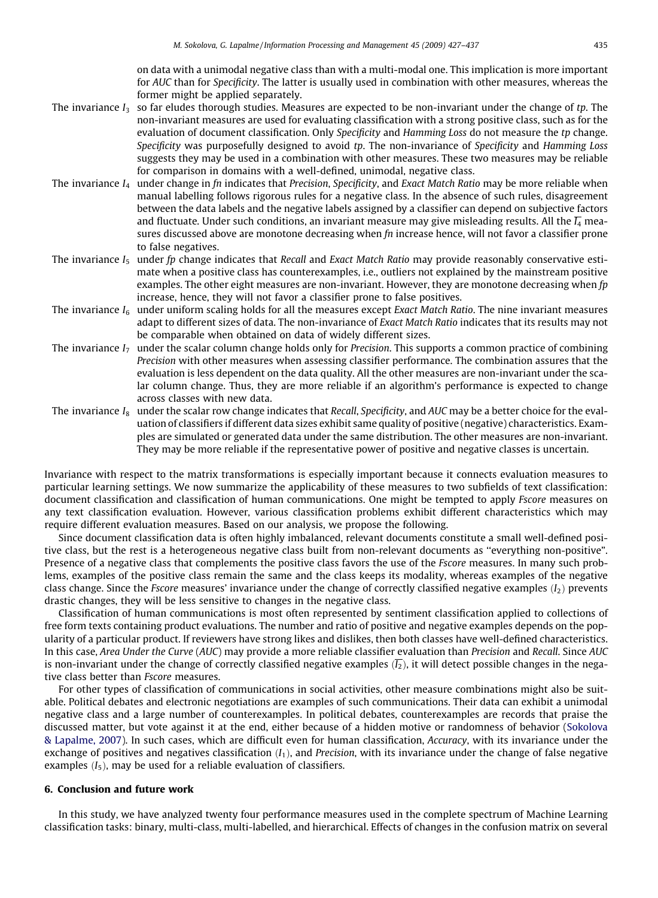on data with a unimodal negative class than with a multi-modal one. This implication is more important for *AUC* than for *Specificity*. The latter is usually used in combination with other measures, whereas the former might be applied separately.

The invariance $I_3$ so far eludes thorough studies. Measures are expected to be non-invariant under the change of *tp*. The non-invariant measures are used for evaluating classification with a strong positive class, such as for the evaluation of document classification. Only *Specificity* and *Hamming Loss* do not measure the *tp* change. *Specificity* was purposefully designed to avoid *tp*. The non-invariance of *Specificity* and *Hamming Loss* suggests they may be used in a combination with other measures. These two measures may be reliable for comparison in domains with a well-defined, unimodal, negative class.

The invariance $I_4$ under change in *fn* indicates that *Precision*, *Specificity*, and *Exact Match Ratio* may be more reliable when manual labelling follows rigorous rules for a negative class. In the absence of such rules, disagreement between the data labels and the negative labels assigned by a classifier can depend on subjective factors and fluctuate. Under such conditions, an invariant measure may give misleading results. All the $\overline{I_4}$ measures discussed above are monotone decreasing when *fn* increase hence, will not favor a classifier prone to false negatives.

The invariance $I_5$ under *fp* change indicates that *Recall* and *Exact Match Ratio* may provide reasonably conservative estimate when a positive class has counterexamples, i.e., outliers not explained by the mainstream positive examples. The other eight measures are non-invariant. However, they are monotone decreasing when *fp* increase, hence, they will not favor a classifier prone to false positives.

The invariance $I_6$ under uniform scaling holds for all the measures except *Exact Match Ratio*. The nine invariant measures adapt to different sizes of data. The non-invariance of *Exact Match Ratio* indicates that its results may not be comparable when obtained on data of widely different sizes.

The invariance $I_7$ under the scalar column change holds only for *Precision*. This supports a common practice of combining *Precision* with other measures when assessing classifier performance. The combination assures that the evaluation is less dependent on the data quality. All the other measures are non-invariant under the scalar column change. Thus, they are more reliable if an algorithm's performance is expected to change across classes with new data.

The invariance $I_8$ under the scalar row change indicates that *Recall*, *Specificity*, and *AUC* may be a better choice for the evaluation of classifiers if different data sizes exhibit same quality of positive (negative) characteristics. Examples are simulated or generated data under the same distribution. The other measures are non-invariant. They may be more reliable if the representative power of positive and negative classes is uncertain.

Invariance with respect to the matrix transformations is especially important because it connects evaluation measures to particular learning settings. We now summarize the applicability of these measures to two subfields of text classification: document classification and classification of human communications. One might be tempted to apply *Fscore* measures on any text classification evaluation. However, various classification problems exhibit different characteristics which may require different evaluation measures. Based on our analysis, we propose the following.

Since document classification data is often highly imbalanced, relevant documents constitute a small well-defined positive class, but the rest is a heterogeneous negative class built from non-relevant documents as "everything non-positive". Presence of a negative class that complements the positive class favors the use of the *Fscore* measures. In many such problems, examples of the positive class remain the same and the class keeps its modality, whereas examples of the negative class change. Since the *Fscore* measures' invariance under the change of correctly classified negative examples ($I_2$) prevents drastic changes, they will be less sensitive to changes in the negative class.

Classification of human communications is most often represented by sentiment classification applied to collections of free form texts containing product evaluations. The number and ratio of positive and negative examples depends on the popularity of a particular product. If reviewers have strong likes and dislikes, then both classes have well-defined characteristics. In this case, *Area Under the Curve* (*AUC*) may provide a more reliable classifier evaluation than *Precision* and *Recall*. Since *AUC* is non-invariant under the change of correctly classified negative examples ($\overline{I_2}$), it will detect possible changes in the negative class better than *Fscore* measures.

For other types of classification of communications in social activities, other measure combinations might also be suitable. Political debates and electronic negotiations are examples of such communications. Their data can exhibit a unimodal negative class and a large number of counterexamples. In political debates, counterexamples are records that praise the discussed matter, but vote against it at the end, either because of a hidden motive or randomness of behavior (Sokolova & Lapalme, 2007). In such cases, which are difficult even for human classification, *Accuracy*, with its invariance under the exchange of positives and negatives classification ($I_1$), and *Precision*, with its invariance under the change of false negative examples ($I_5$), may be used for a reliable evaluation of classifiers.

## 6. Conclusion and future work

In this study, we have analyzed twenty four performance measures used in the complete spectrum of Machine Learning classification tasks: binary, multi-class, multi-labelled, and hierarchical. Effects of changes in the confusion matrix on several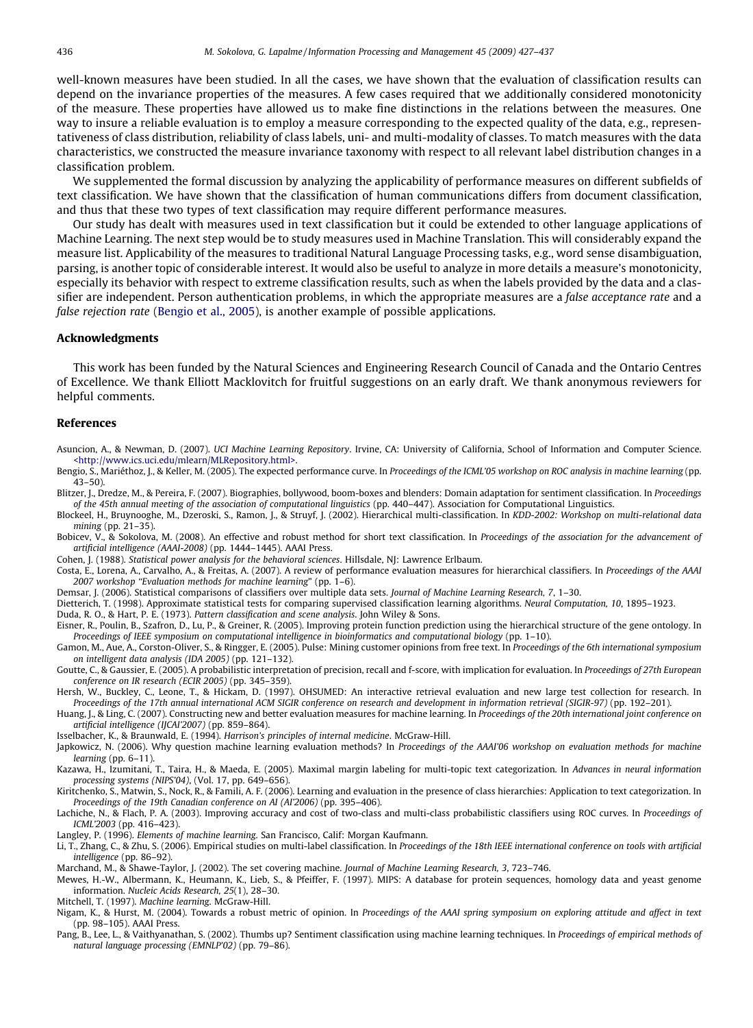well-known measures have been studied. In all the cases, we have shown that the evaluation of classification results can depend on the invariance properties of the measures. A few cases required that we additionally considered monotonicity of the measure. These properties have allowed us to make fine distinctions in the relations between the measures. One way to insure a reliable evaluation is to employ a measure corresponding to the expected quality of the data, e.g., representativeness of class distribution, reliability of class labels, uni- and multi-modality of classes. To match measures with the data characteristics, we constructed the measure invariance taxonomy with respect to all relevant label distribution changes in a classification problem.

We supplemented the formal discussion by analyzing the applicability of performance measures on different subfields of text classification. We have shown that the classification of human communications differs from document classification, and thus that these two types of text classification may require different performance measures.

Our study has dealt with measures used in text classification but it could be extended to other language applications of Machine Learning. The next step would be to study measures used in Machine Translation. This will considerably expand the measure list. Applicability of the measures to traditional Natural Language Processing tasks, e.g., word sense disambiguation, parsing, is another topic of considerable interest. It would also be useful to analyze in more details a measure's monotonicity, especially its behavior with respect to extreme classification results, such as when the labels provided by the data and a classifier are independent. Person authentication problems, in which the appropriate measures are a *false acceptance rate* and a *false rejection rate* (Bengio et al., 2005), is another example of possible applications.

## Acknowledgments

This work has been funded by the Natural Sciences and Engineering Research Council of Canada and the Ontario Centres of Excellence. We thank Elliott Macklovitch for fruitful suggestions on an early draft. We thank anonymous reviewers for helpful comments.

## References

Asuncion, A., & Newman, D. (2007). *UCI Machine Learning Repository*. Irvine, CA: University of California, School of Information and Computer Science. <http://www.ics.uci.edu/mlearn/MLRepository.html>.

Bengio, S., Mariéthoz, J., & Keller, M. (2005). The expected performance curve. In *Proceedings of the ICML'05 workshop on ROC analysis in machine learning* (pp. 43–50).

Blitzer, J., Dredze, M., & Pereira, F. (2007). Biographies, bollywood, boom-boxes and blenders: Domain adaptation for sentiment classification. In *Proceedings of the 45th annual meeting of the association of computational linguistics* (pp. 440–447). Association for Computational Linguistics.

Blockeel, H., Bruynooghe, M., Dzeroski, S., Ramon, J., & Struyf, J. (2002). Hierarchical multi-classification. In *KDD-2002: Workshop on multi-relational data mining* (pp. 21–35).

Bobicev, V., & Sokolova, M. (2008). An effective and robust method for short text classification. In *Proceedings of the association for the advancement of artificial intelligence (AAAI-2008)* (pp. 1444–1445). AAAI Press.

Cohen, J. (1988). *Statistical power analysis for the behavioral sciences*. Hillsdale, NJ: Lawrence Erlbaum.

Costa, E., Lorena, A., Carvalho, A., & Freitas, A. (2007). A review of performance evaluation measures for hierarchical classifiers. In *Proceedings of the AAAI 2007 workshop "Evaluation methods for machine learning"* (pp. 1–6).

Demsar, J. (2006). Statistical comparisons of classifiers over multiple data sets. *Journal of Machine Learning Research, 7*, 1–30.

Dietterich, T. (1998). Approximate statistical tests for comparing supervised classification learning algorithms. *Neural Computation, 10*, 1895–1923.

Duda, R. O., & Hart, P. E. (1973). *Pattern classification and scene analysis*. John Wiley & Sons.

Eisner, R., Poulin, B., Szafron, D., Lu, P., & Greiner, R. (2005). Improving protein function prediction using the hierarchical structure of the gene ontology. In *Proceedings of IEEE symposium on computational intelligence in bioinformatics and computational biology* (pp. 1–10).

Gamon, M., Aue, A., Corston-Oliver, S., & Ringger, E. (2005). Pulse: Mining customer opinions from free text. In *Proceedings of the 6th international symposium on intelligent data analysis (IDA 2005)* (pp. 121–132).

Goutte, C., & Gaussier, E. (2005). A probabilistic interpretation of precision, recall and f-score, with implication for evaluation. In *Proceedings of 27th European conference on IR research (ECIR 2005)* (pp. 345–359).

Hersh, W., Buckley, C., Leone, T., & Hickam, D. (1997). OHSUMED: An interactive retrieval evaluation and new large test collection for research. In *Proceedings of the 17th annual international ACM SIGIR conference on research and development in information retrieval (SIGIR-97)* (pp. 192–201).

Huang, J., & Ling, C. (2007). Constructing new and better evaluation measures for machine learning. In *Proceedings of the 20th international joint conference on artificial intelligence (IJCAI'2007)* (pp. 859–864).

Isselbacher, K., & Braunwald, E. (1994). *Harrison's principles of internal medicine*. McGraw-Hill.

Japkowicz, N. (2006). Why question machine learning evaluation methods? In *Proceedings of the AAAI'06 workshop on evaluation methods for machine learning* (pp. 6–11).

Kazawa, H., Izumitani, T., Taira, H., & Maeda, E. (2005). Maximal margin labeling for multi-topic text categorization. In *Advances in neural information processing systems (NIPS'04)*, (Vol. 17, pp. 649–656).

Kiritchenko, S., Matwin, S., Nock, R., & Famili, A. F. (2006). Learning and evaluation in the presence of class hierarchies: Application to text categorization. In *Proceedings of the 19th Canadian conference on AI (AI'2006)* (pp. 395–406).

Lachiche, N., & Flach, P. A. (2003). Improving accuracy and cost of two-class and multi-class probabilistic classifiers using ROC curves. In *Proceedings of ICML'2003* (pp. 416–423).

Langley, P. (1996). *Elements of machine learning*. San Francisco, Calif: Morgan Kaufmann.

Li, T., Zhang, C., & Zhu, S. (2006). Empirical studies on multi-label classification. In *Proceedings of the 18th IEEE international conference on tools with artificial intelligence* (pp. 86–92).

Marchand, M., & Shawe-Taylor, J. (2002). The set covering machine. *Journal of Machine Learning Research, 3*, 723–746.

Mewes, H.-W., Albermann, K., Heumann, K., Lieb, S., & Pfeiffer, F. (1997). MIPS: A database for protein sequences, homology data and yeast genome information. *Nucleic Acids Research, 25*(1), 28–30.

Mitchell, T. (1997). *Machine learning*. McGraw-Hill.

Nigam, K., & Hurst, M. (2004). Towards a robust metric of opinion. In *Proceedings of the AAAI spring symposium on exploring attitude and affect in text* (pp. 98–105). AAAI Press.

Pang, B., Lee, L., & Vaithyanathan, S. (2002). Thumbs up? Sentiment classification using machine learning techniques. In *Proceedings of empirical methods of natural language processing (EMNLP'02)* (pp. 79–86).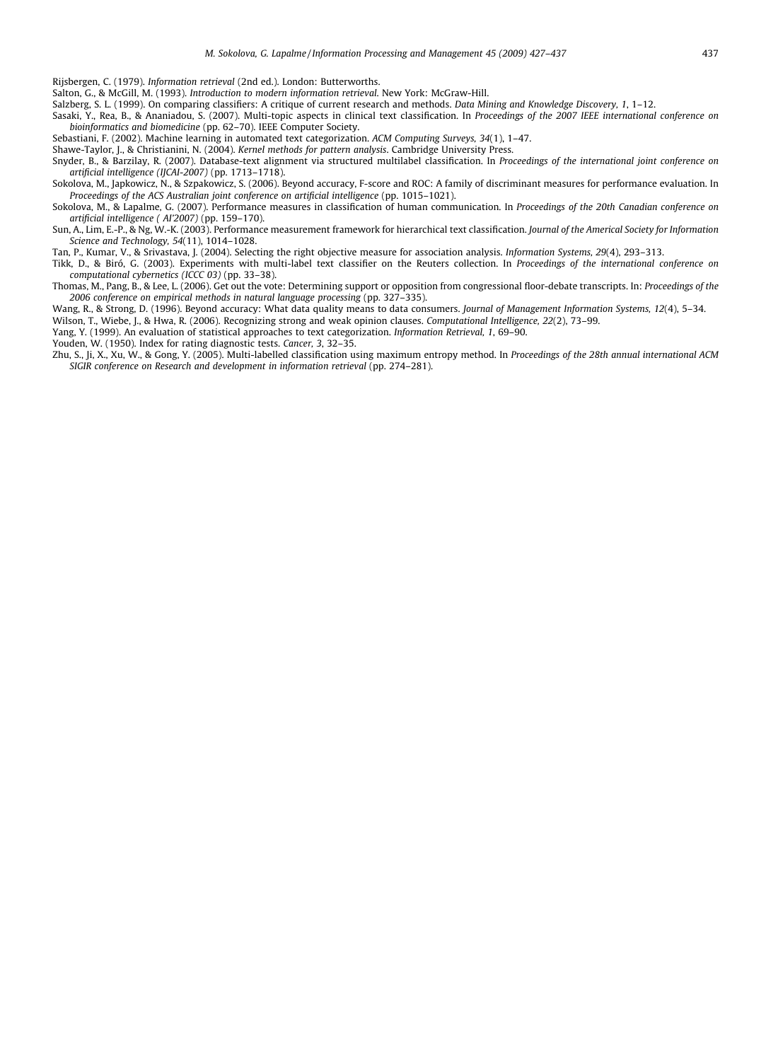Rijsbergen, C. (1979). *Information retrieval* (2nd ed.). London: Butterworths.

Salton, G., & McGill, M. (1993). *Introduction to modern information retrieval*. New York: McGraw-Hill.

Salzberg, S. L. (1999). On comparing classifiers: A critique of current research and methods. *Data Mining and Knowledge Discovery, 1*, 1–12.

Sasaki, Y., Rea, B., & Ananiadou, S. (2007). Multi-topic aspects in clinical text classification. In *Proceedings of the 2007 IEEE international conference on bioinformatics and biomedicine* (pp. 62–70). IEEE Computer Society.

Sebastiani, F. (2002). Machine learning in automated text categorization. *ACM Computing Surveys, 34*(1), 1–47.

Shawe-Taylor, J., & Christianini, N. (2004). *Kernel methods for pattern analysis*. Cambridge University Press.

Snyder, B., & Barzilay, R. (2007). Database-text alignment via structured multilabel classification. In *Proceedings of the international joint conference on artificial intelligence (IJCAI-2007)* (pp. 1713–1718).

Sokolova, M., Japkowicz, N., & Szpakowicz, S. (2006). Beyond accuracy, F-score and ROC: A family of discriminant measures for performance evaluation. In *Proceedings of the ACS Australian joint conference on artificial intelligence* (pp. 1015–1021).

Sokolova, M., & Lapalme, G. (2007). Performance measures in classification of human communication. In *Proceedings of the 20th Canadian conference on artificial intelligence ( AI'2007)* (pp. 159–170).

Sun, A., Lim, E.-P., & Ng, W.-K. (2003). Performance measurement framework for hierarchical text classification. *Journal of the Americal Society for Information Science and Technology, 54*(11), 1014–1028.

Tan, P., Kumar, V., & Srivastava, J. (2004). Selecting the right objective measure for association analysis. *Information Systems, 29*(4), 293–313.

Tikk, D., & Biró, G. (2003). Experiments with multi-label text classifier on the Reuters collection. In *Proceedings of the international conference on computational cybernetics (ICCC 03)* (pp. 33–38).

Thomas, M., Pang, B., & Lee, L. (2006). Get out the vote: Determining support or opposition from congressional floor-debate transcripts. In: *Proceedings of the 2006 conference on empirical methods in natural language processing* (pp. 327–335).

Wang, R., & Strong, D. (1996). Beyond accuracy: What data quality means to data consumers. *Journal of Management Information Systems, 12*(4), 5–34.

Wilson, T., Wiebe, J., & Hwa, R. (2006). Recognizing strong and weak opinion clauses. *Computational Intelligence, 22*(2), 73–99.

Yang, Y. (1999). An evaluation of statistical approaches to text categorization. *Information Retrieval, 1*, 69–90.

Youden, W. (1950). Index for rating diagnostic tests. *Cancer, 3*, 32–35.

Zhu, S., Ji, X., Xu, W., & Gong, Y. (2005). Multi-labelled classification using maximum entropy method. In *Proceedings of the 28th annual international ACM SIGIR conference on Research and development in information retrieval* (pp. 274–281).